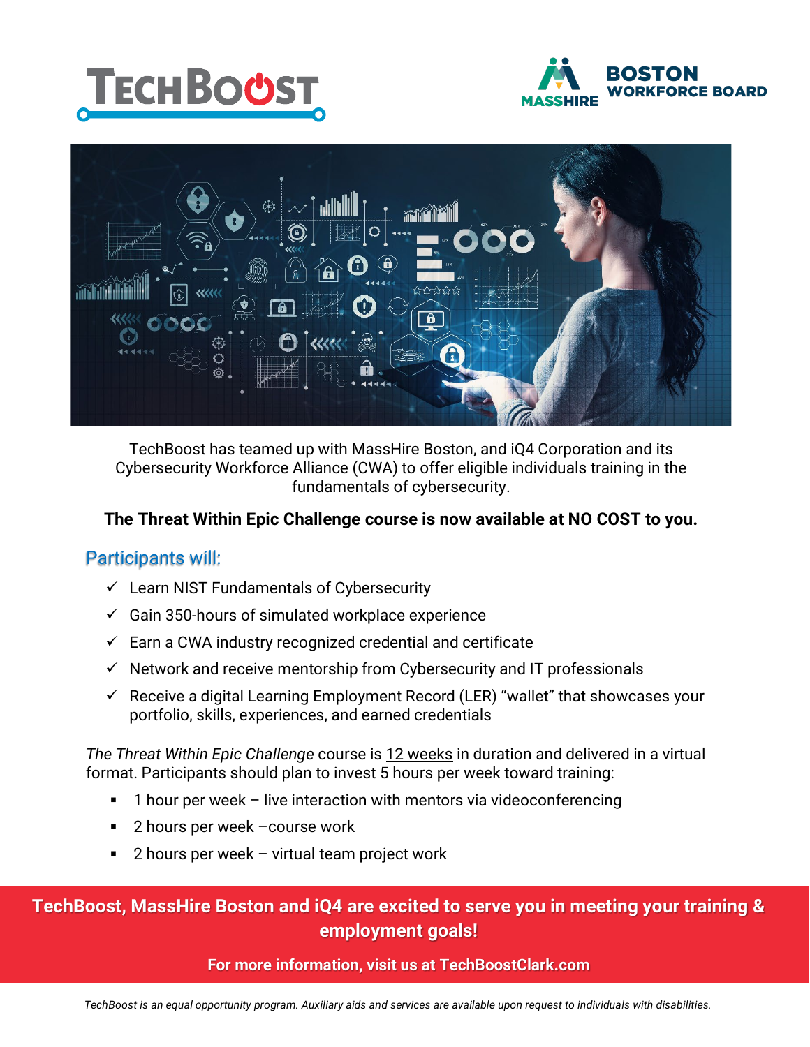TECHBOOST

MASSHIRE BOSTON WORKFORCE BOARD

TechBoost has teamed up with MassHire Boston, and iQ4 Corporation and its Cybersecurity Workforce Alliance (CWA) to offer eligible individuals training in the fundamentals of cybersecurity.

**The Threat Within Epic Challenge course is now available at NO COST to you.**

## Participants will:

- ✓ Learn NIST Fundamentals of Cybersecurity
- ✓ Gain 350-hours of simulated workplace experience
- ✓ Earn a CWA industry recognized credential and certificate
- ✓ Network and receive mentorship from Cybersecurity and IT professionals
- ✓ Receive a digital Learning Employment Record (LER) "wallet" that showcases your portfolio, skills, experiences, and earned credentials

*The Threat Within Epic Challenge* course is 12 weeks in duration and delivered in a virtual format. Participants should plan to invest 5 hours per week toward training:

- 1 hour per week – live interaction with mentors via videoconferencing
- 2 hours per week –course work
- 2 hours per week – virtual team project work

**TechBoost, MassHire Boston and iQ4 are excited to serve you in meeting your training & employment goals!**

**For more information, visit us at TechBoostClark.com**

*TechBoost is an equal opportunity program. Auxiliary aids and services are available upon request to individuals with disabilities.*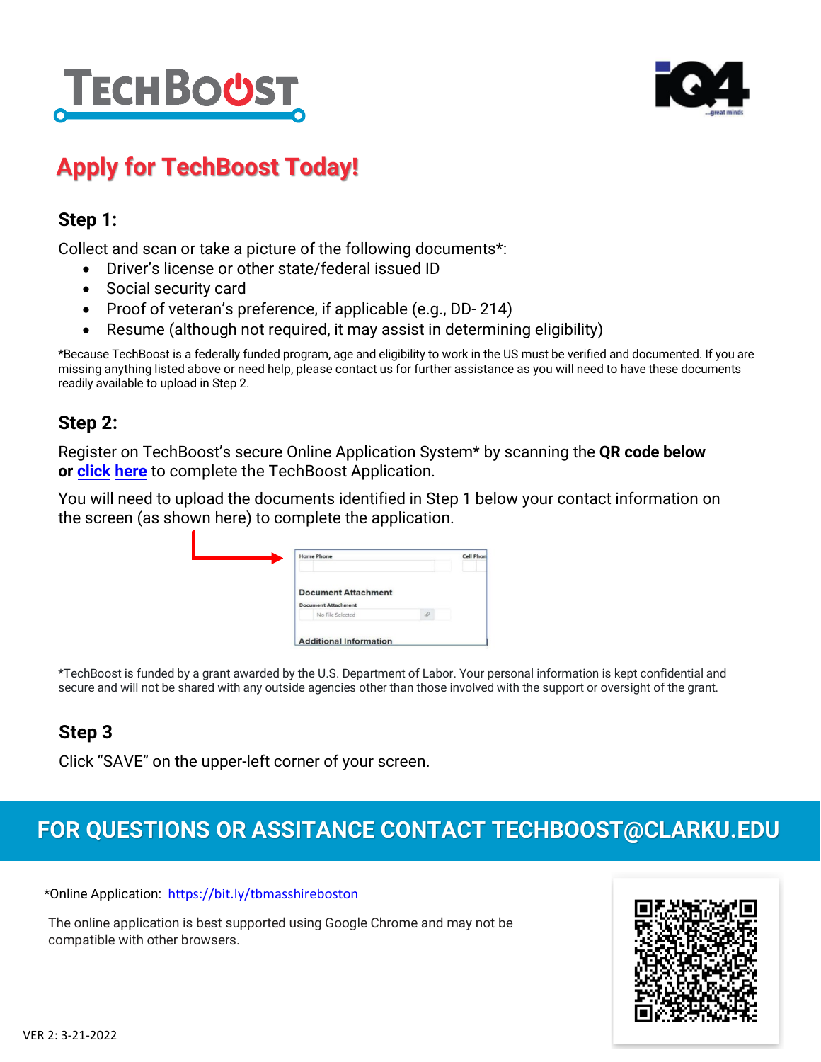# Apply for TechBoost Today!

### Step 1:

Collect and scan or take a picture of the following documents*:

- Driver's license or other state/federal issued ID
- Social security card
- Proof of veteran's preference, if applicable (e.g., DD- 214)
- Resume (although not required, it may assist in determining eligibility)

*Because TechBoost is a federally funded program, age and eligibility to work in the US must be verified and documented. If you are missing anything listed above or need help, please contact us for further assistance as you will need to have these documents readily available to upload in Step 2.

### Step 2:

Register on TechBoost's secure Online Application System* by scanning the **QR code below or click here** to complete the TechBoost Application.

You will need to upload the documents identified in Step 1 below your contact information on the screen (as shown here) to complete the application.

Home Phone

Cell Phon

Document Attachment

Document Attachment

No File Selected

Additional Information

*TechBoost is funded by a grant awarded by the U.S. Department of Labor. Your personal information is kept confidential and secure and will not be shared with any outside agencies other than those involved with the support or oversight of the grant.

### Step 3

Click "SAVE" on the upper-left corner of your screen.

## FOR QUESTIONS OR ASSITANCE CONTACT TECHBOOST@CLARKU.EDU

*Online Application: https://bit.ly/tbmasshireboston

The online application is best supported using Google Chrome and may not be compatible with other browsers.

VER 2: 3-21-2022